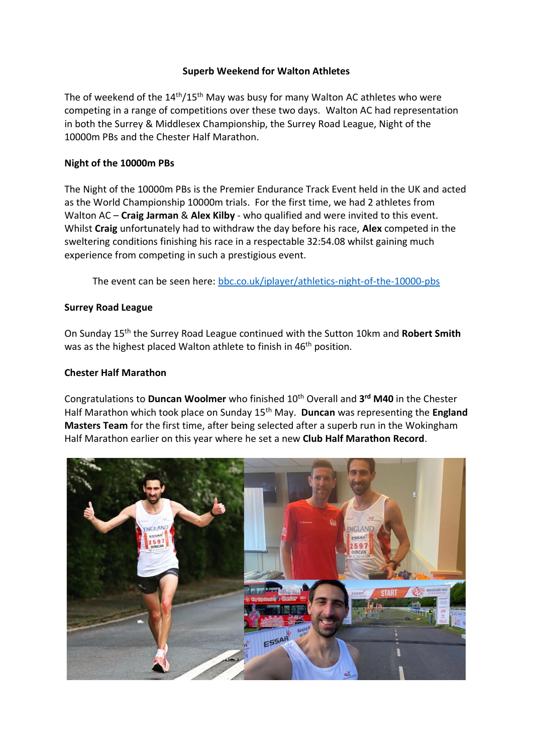**Superb Weekend for Walton Athletes**

The of weekend of the 14th/15th May was busy for many Walton AC athletes who were competing in a range of competitions over these two days. Walton AC had representation in both the Surrey & Middlesex Championship, the Surrey Road League, Night of the 10000m PBs and the Chester Half Marathon.

**Night of the 10000m PBs**

The Night of the 10000m PBs is the Premier Endurance Track Event held in the UK and acted as the World Championship 10000m trials. For the first time, we had 2 athletes from Walton AC – **Craig Jarman** & **Alex Kilby** - who qualified and were invited to this event. Whilst **Craig** unfortunately had to withdraw the day before his race, **Alex** competed in the sweltering conditions finishing his race in a respectable 32:54.08 whilst gaining much experience from competing in such a prestigious event.

The event can be seen here: [bbc.co.uk/iplayer/athletics-night-of-the-10000-pbs](bbc.co.uk/iplayer/athletics-night-of-the-10000-pbs)

**Surrey Road League**

On Sunday 15th the Surrey Road League continued with the Sutton 10km and **Robert Smith** was as the highest placed Walton athlete to finish in 46th position.

**Chester Half Marathon**

Congratulations to **Duncan Woolmer** who finished 10th Overall and **3rd M40** in the Chester Half Marathon which took place on Sunday 15th May. **Duncan** was representing the **England Masters Team** for the first time, after being selected after a superb run in the Wokingham Half Marathon earlier on this year where he set a new **Club Half Marathon Record**.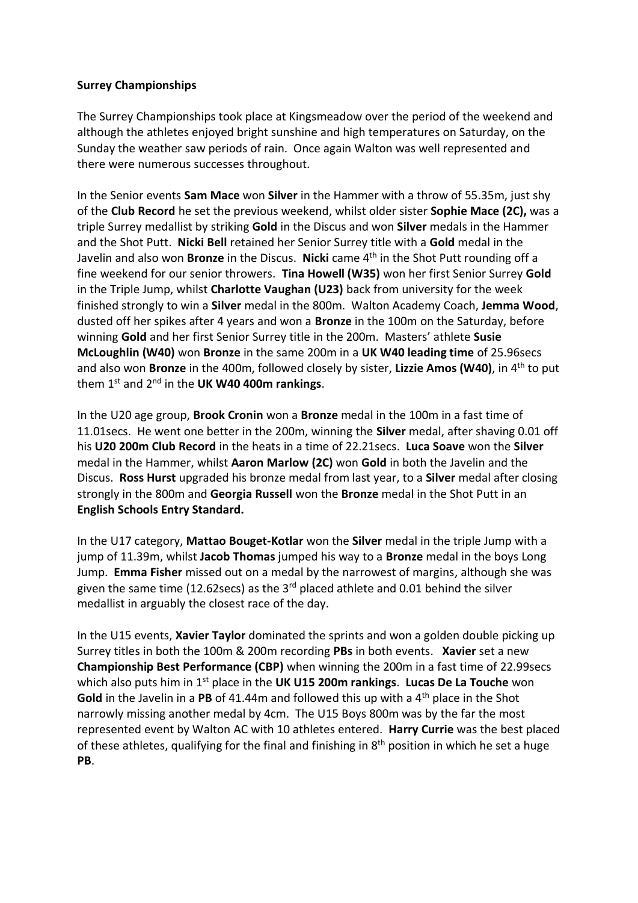**Surrey Championships**

The Surrey Championships took place at Kingsmeadow over the period of the weekend and although the athletes enjoyed bright sunshine and high temperatures on Saturday, on the Sunday the weather saw periods of rain. Once again Walton was well represented and there were numerous successes throughout.

In the Senior events **Sam Mace** won **Silver** in the Hammer with a throw of 55.35m, just shy of the **Club Record** he set the previous weekend, whilst older sister **Sophie Mace (2C),** was a triple Surrey medallist by striking **Gold** in the Discus and won **Silver** medals in the Hammer and the Shot Putt. **Nicki Bell** retained her Senior Surrey title with a **Gold** medal in the Javelin and also won **Bronze** in the Discus. **Nicki** came 4th in the Shot Putt rounding off a fine weekend for our senior throwers. **Tina Howell (W35)** won her first Senior Surrey **Gold** in the Triple Jump, whilst **Charlotte Vaughan (U23)** back from university for the week finished strongly to win a **Silver** medal in the 800m. Walton Academy Coach, **Jemma Wood**, dusted off her spikes after 4 years and won a **Bronze** in the 100m on the Saturday, before winning **Gold** and her first Senior Surrey title in the 200m. Masters' athlete **Susie McLoughlin (W40)** won **Bronze** in the same 200m in a **UK W40 leading time** of 25.96secs and also won **Bronze** in the 400m, followed closely by sister, **Lizzie Amos (W40)**, in 4th to put them 1st and 2nd in the **UK W40 400m rankings**.

In the U20 age group, **Brook Cronin** won a **Bronze** medal in the 100m in a fast time of 11.01secs. He went one better in the 200m, winning the **Silver** medal, after shaving 0.01 off his **U20 200m Club Record** in the heats in a time of 22.21secs. **Luca Soave** won the **Silver** medal in the Hammer, whilst **Aaron Marlow (2C)** won **Gold** in both the Javelin and the Discus. **Ross Hurst** upgraded his bronze medal from last year, to a **Silver** medal after closing strongly in the 800m and **Georgia Russell** won the **Bronze** medal in the Shot Putt in an **English Schools Entry Standard.**

In the U17 category, **Mattao Bouget-Kotlar** won the **Silver** medal in the triple Jump with a jump of 11.39m, whilst **Jacob Thomas** jumped his way to a **Bronze** medal in the boys Long Jump. **Emma Fisher** missed out on a medal by the narrowest of margins, although she was given the same time (12.62secs) as the 3rd placed athlete and 0.01 behind the silver medallist in arguably the closest race of the day.

In the U15 events, **Xavier Taylor** dominated the sprints and won a golden double picking up Surrey titles in both the 100m & 200m recording **PBs** in both events. **Xavier** set a new **Championship Best Performance (CBP)** when winning the 200m in a fast time of 22.99secs which also puts him in 1st place in the **UK U15 200m rankings**. **Lucas De La Touche** won **Gold** in the Javelin in a **PB** of 41.44m and followed this up with a 4th place in the Shot narrowly missing another medal by 4cm. The U15 Boys 800m was by the far the most represented event by Walton AC with 10 athletes entered. **Harry Currie** was the best placed of these athletes, qualifying for the final and finishing in 8th position in which he set a huge **PB**.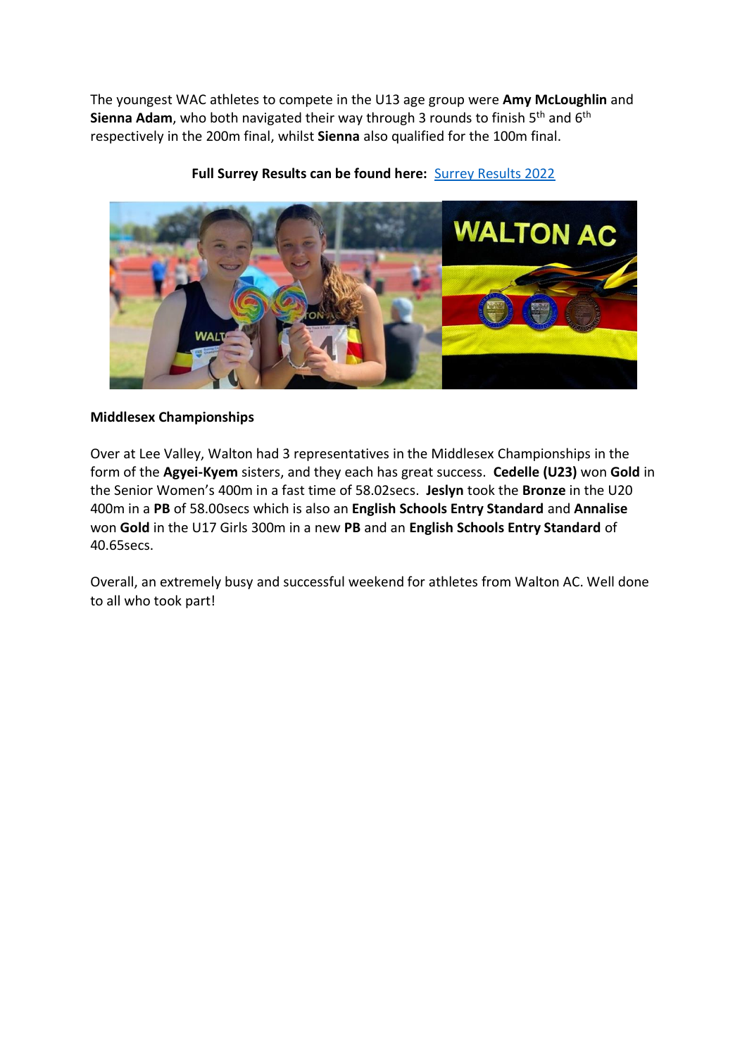The youngest WAC athletes to compete in the U13 age group were **Amy McLoughlin** and **Sienna Adam**, who both navigated their way through 3 rounds to finish 5th and 6th respectively in the 200m final, whilst **Sienna** also qualified for the 100m final.

**Full Surrey Results can be found here:** [Surrey Results 2022]

**Middlesex Championships**

Over at Lee Valley, Walton had 3 representatives in the Middlesex Championships in the form of the **Agyei-Kyem** sisters, and they each has great success. **Cedelle (U23)** won **Gold** in the Senior Women's 400m in a fast time of 58.02secs. **Jeslyn** took the **Bronze** in the U20 400m in a **PB** of 58.00secs which is also an **English Schools Entry Standard** and **Annalise** won **Gold** in the U17 Girls 300m in a new **PB** and an **English Schools Entry Standard** of 40.65secs.

Overall, an extremely busy and successful weekend for athletes from Walton AC. Well done to all who took part!